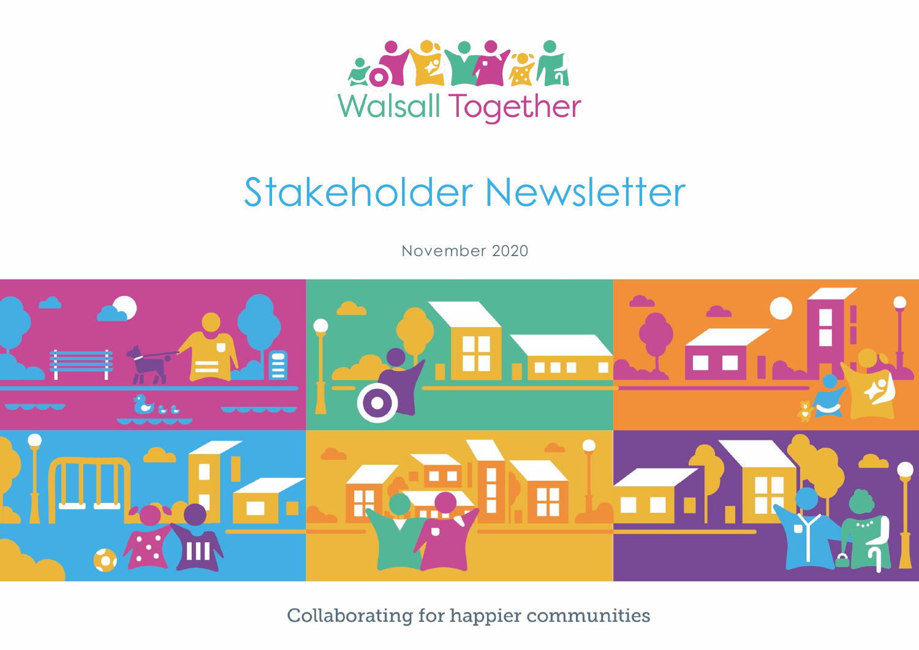Walsall Together

# Stakeholder Newsletter

November 2020

Collaborating for happier communities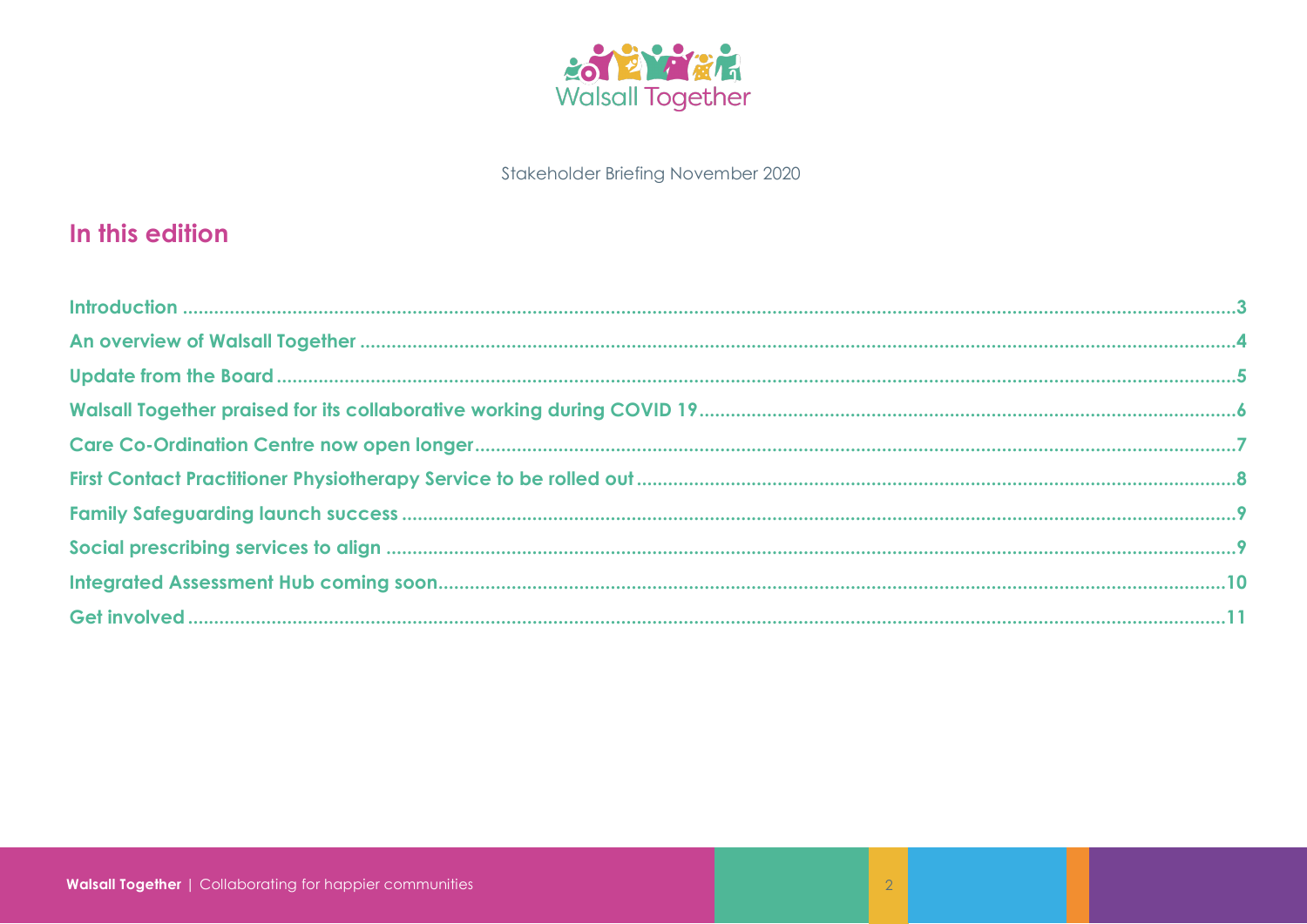Walsall Together

Stakeholder Briefing November 2020

## In this edition

- Introduction ... 3
- An overview of Walsall Together ... 4
- Update from the Board ... 5
- Walsall Together praised for its collaborative working during COVID 19 ... 6
- Care Co-Ordination Centre now open longer ... 7
- First Contact Practitioner Physiotherapy Service to be rolled out ... 8
- Family Safeguarding launch success ... 9
- Social prescribing services to align ... 9
- Integrated Assessment Hub coming soon ... 10
- Get involved ... 11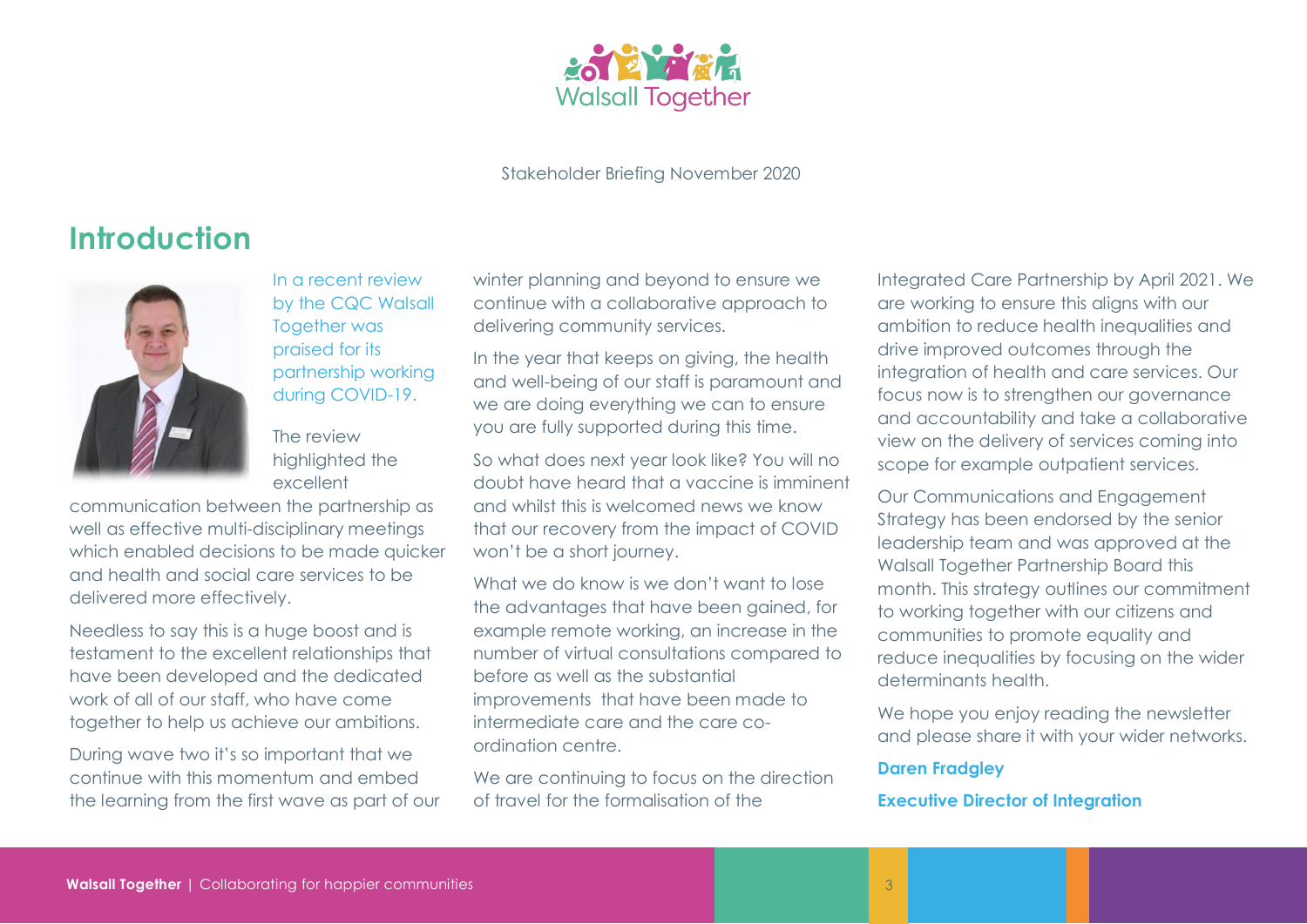Walsall Together

Stakeholder Briefing November 2020

# Introduction

In a recent review by the CQC Walsall Together was praised for its partnership working during COVID-19.

The review highlighted the excellent communication between the partnership as well as effective multi-disciplinary meetings which enabled decisions to be made quicker and health and social care services to be delivered more effectively.

Needless to say this is a huge boost and is testament to the excellent relationships that have been developed and the dedicated work of all of our staff, who have come together to help us achieve our ambitions.

During wave two it's so important that we continue with this momentum and embed the learning from the first wave as part of our winter planning and beyond to ensure we continue with a collaborative approach to delivering community services.

In the year that keeps on giving, the health and well-being of our staff is paramount and we are doing everything we can to ensure you are fully supported during this time.

So what does next year look like? You will no doubt have heard that a vaccine is imminent and whilst this is welcomed news we know that our recovery from the impact of COVID won't be a short journey.

What we do know is we don't want to lose the advantages that have been gained, for example remote working, an increase in the number of virtual consultations compared to before as well as the substantial improvements that have been made to intermediate care and the care co-ordination centre.

We are continuing to focus on the direction of travel for the formalisation of the Integrated Care Partnership by April 2021. We are working to ensure this aligns with our ambition to reduce health inequalities and drive improved outcomes through the integration of health and care services. Our focus now is to strengthen our governance and accountability and take a collaborative view on the delivery of services coming into scope for example outpatient services.

Our Communications and Engagement Strategy has been endorsed by the senior leadership team and was approved at the Walsall Together Partnership Board this month. This strategy outlines our commitment to working together with our citizens and communities to promote equality and reduce inequalities by focusing on the wider determinants health.

We hope you enjoy reading the newsletter and please share it with your wider networks.

**Daren Fradgley**

**Executive Director of Integration**

**Walsall Together** | Collaborating for happier communities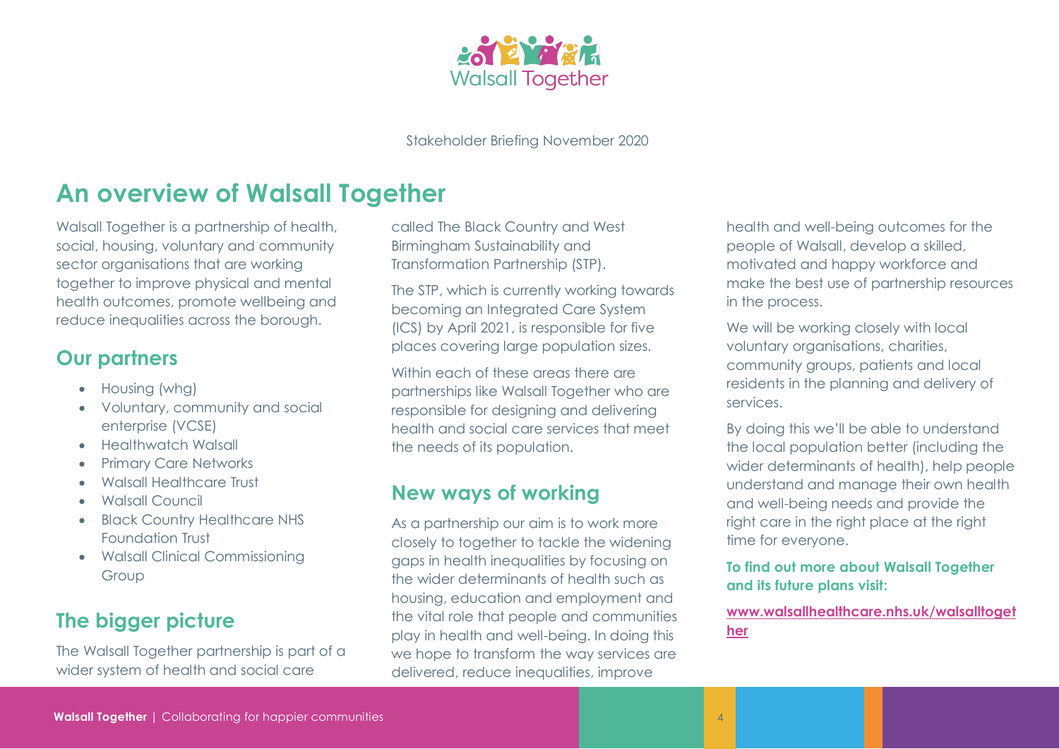Stakeholder Briefing November 2020

# An overview of Walsall Together

Walsall Together is a partnership of health, social, housing, voluntary and community sector organisations that are working together to improve physical and mental health outcomes, promote wellbeing and reduce inequalities across the borough.

## Our partners

- Housing (whg)
- Voluntary, community and social enterprise (VCSE)
- Healthwatch Walsall
- Primary Care Networks
- Walsall Healthcare Trust
- Walsall Council
- Black Country Healthcare NHS Foundation Trust
- Walsall Clinical Commissioning Group

## The bigger picture

The Walsall Together partnership is part of a wider system of health and social care called The Black Country and West Birmingham Sustainability and Transformation Partnership (STP).

The STP, which is currently working towards becoming an Integrated Care System (ICS) by April 2021, is responsible for five places covering large population sizes.

Within each of these areas there are partnerships like Walsall Together who are responsible for designing and delivering health and social care services that meet the needs of its population.

## New ways of working

As a partnership our aim is to work more closely to together to tackle the widening gaps in health inequalities by focusing on the wider determinants of health such as housing, education and employment and the vital role that people and communities play in health and well-being. In doing this we hope to transform the way services are delivered, reduce inequalities, improve health and well-being outcomes for the people of Walsall, develop a skilled, motivated and happy workforce and make the best use of partnership resources in the process.

We will be working closely with local voluntary organisations, charities, community groups, patients and local residents in the planning and delivery of services.

By doing this we'll be able to understand the local population better (including the wider determinants of health), help people understand and manage their own health and well-being needs and provide the right care in the right place at the right time for everyone.

**To find out more about Walsall Together and its future plans visit:**

**www.walsallhealthcare.nhs.uk/walsalltogether**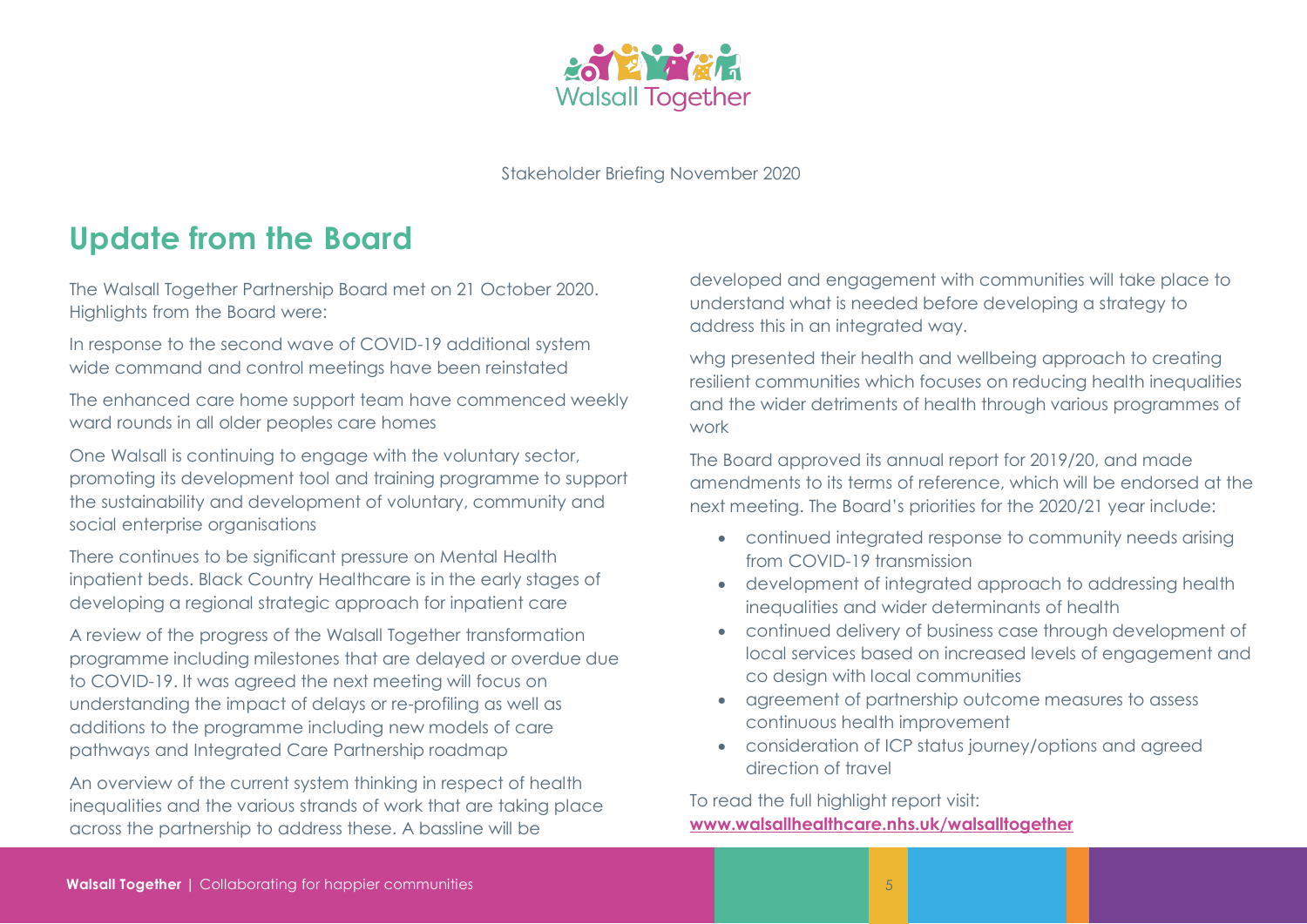Stakeholder Briefing November 2020

## Update from the Board

The Walsall Together Partnership Board met on 21 October 2020. Highlights from the Board were:

In response to the second wave of COVID-19 additional system wide command and control meetings have been reinstated

The enhanced care home support team have commenced weekly ward rounds in all older peoples care homes

One Walsall is continuing to engage with the voluntary sector, promoting its development tool and training programme to support the sustainability and development of voluntary, community and social enterprise organisations

There continues to be significant pressure on Mental Health inpatient beds. Black Country Healthcare is in the early stages of developing a regional strategic approach for inpatient care

A review of the progress of the Walsall Together transformation programme including milestones that are delayed or overdue due to COVID-19. It was agreed the next meeting will focus on understanding the impact of delays or re-profiling as well as additions to the programme including new models of care pathways and Integrated Care Partnership roadmap

An overview of the current system thinking in respect of health inequalities and the various strands of work that are taking place across the partnership to address these. A bassline will be developed and engagement with communities will take place to understand what is needed before developing a strategy to address this in an integrated way.

whg presented their health and wellbeing approach to creating resilient communities which focuses on reducing health inequalities and the wider detriments of health through various programmes of work

The Board approved its annual report for 2019/20, and made amendments to its terms of reference, which will be endorsed at the next meeting. The Board's priorities for the 2020/21 year include:

- continued integrated response to community needs arising from COVID-19 transmission
- development of integrated approach to addressing health inequalities and wider determinants of health
- continued delivery of business case through development of local services based on increased levels of engagement and co design with local communities
- agreement of partnership outcome measures to assess continuous health improvement
- consideration of ICP status journey/options and agreed direction of travel

To read the full highlight report visit:
**www.walsallhealthcare.nhs.uk/walsalltogether**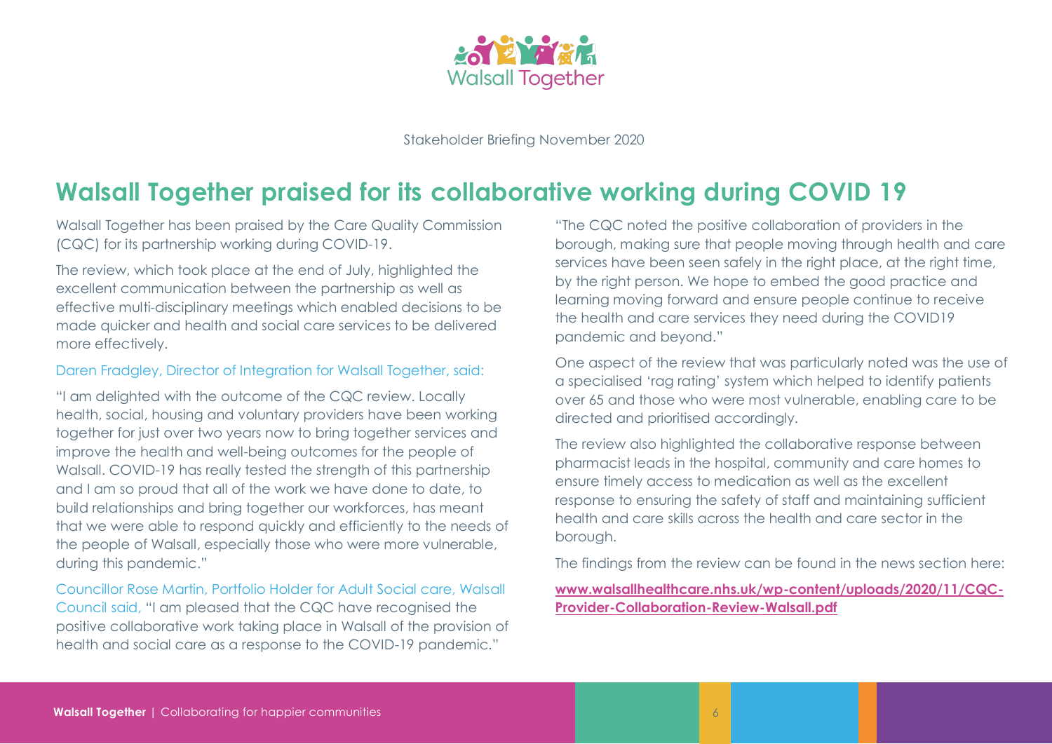Stakeholder Briefing November 2020

# Walsall Together praised for its collaborative working during COVID 19

Walsall Together has been praised by the Care Quality Commission (CQC) for its partnership working during COVID-19.

The review, which took place at the end of July, highlighted the excellent communication between the partnership as well as effective multi-disciplinary meetings which enabled decisions to be made quicker and health and social care services to be delivered more effectively.

Daren Fradgley, Director of Integration for Walsall Together, said:

"I am delighted with the outcome of the CQC review. Locally health, social, housing and voluntary providers have been working together for just over two years now to bring together services and improve the health and well-being outcomes for the people of Walsall. COVID-19 has really tested the strength of this partnership and I am so proud that all of the work we have done to date, to build relationships and bring together our workforces, has meant that we were able to respond quickly and efficiently to the needs of the people of Walsall, especially those who were more vulnerable, during this pandemic."

Councillor Rose Martin, Portfolio Holder for Adult Social care, Walsall Council said, "I am pleased that the CQC have recognised the positive collaborative work taking place in Walsall of the provision of health and social care as a response to the COVID-19 pandemic."

"The CQC noted the positive collaboration of providers in the borough, making sure that people moving through health and care services have been seen safely in the right place, at the right time, by the right person. We hope to embed the good practice and learning moving forward and ensure people continue to receive the health and care services they need during the COVID19 pandemic and beyond."

One aspect of the review that was particularly noted was the use of a specialised 'rag rating' system which helped to identify patients over 65 and those who were most vulnerable, enabling care to be directed and prioritised accordingly.

The review also highlighted the collaborative response between pharmacist leads in the hospital, community and care homes to ensure timely access to medication as well as the excellent response to ensuring the safety of staff and maintaining sufficient health and care skills across the health and care sector in the borough.

The findings from the review can be found in the news section here:

**www.walsallhealthcare.nhs.uk/wp-content/uploads/2020/11/CQC-Provider-Collaboration-Review-Walsall.pdf**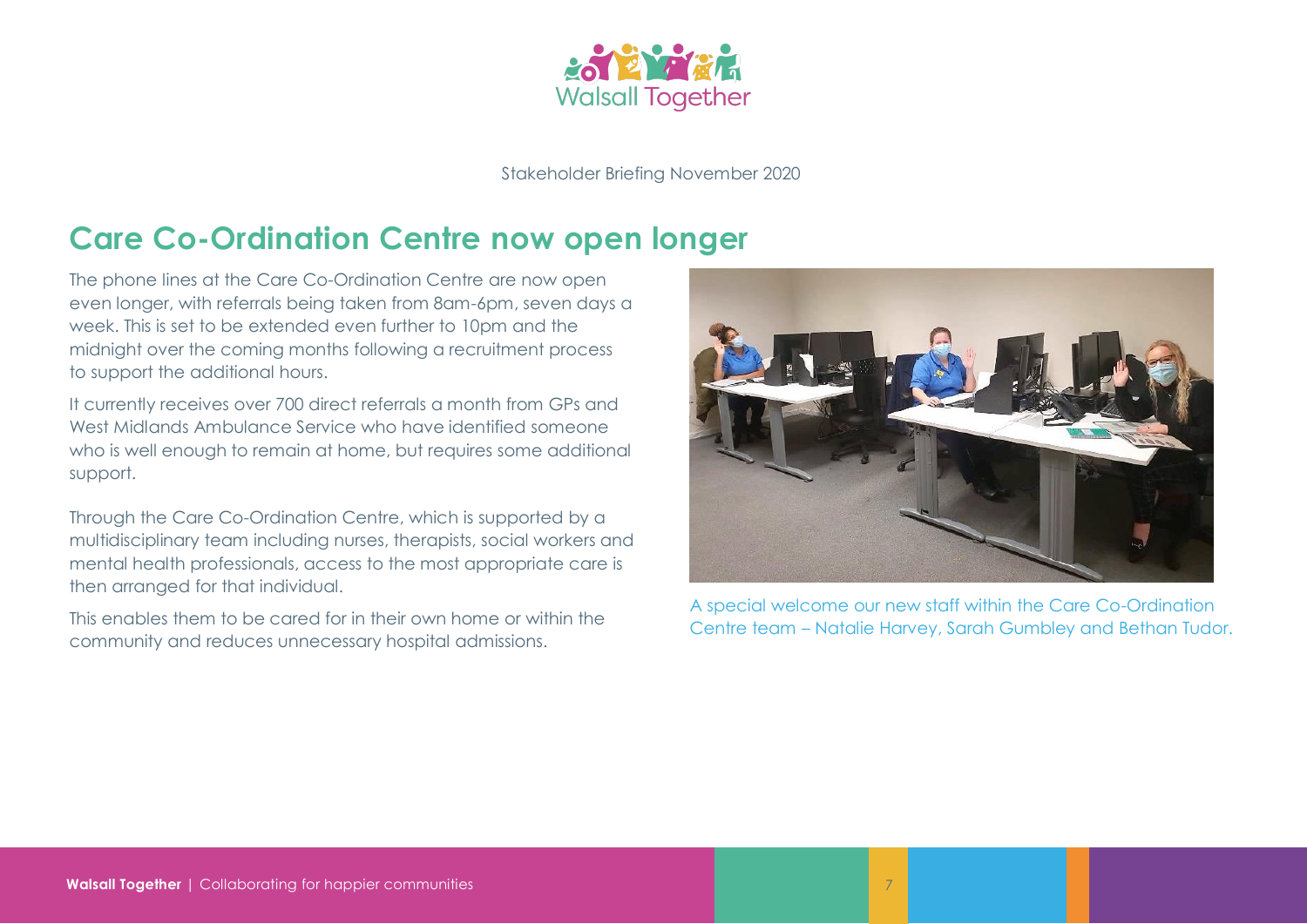Stakeholder Briefing November 2020

## Care Co-Ordination Centre now open longer

The phone lines at the Care Co-Ordination Centre are now open even longer, with referrals being taken from 8am-6pm, seven days a week. This is set to be extended even further to 10pm and the midnight over the coming months following a recruitment process to support the additional hours.

It currently receives over 700 direct referrals a month from GPs and West Midlands Ambulance Service who have identified someone who is well enough to remain at home, but requires some additional support.

Through the Care Co-Ordination Centre, which is supported by a multidisciplinary team including nurses, therapists, social workers and mental health professionals, access to the most appropriate care is then arranged for that individual.

This enables them to be cared for in their own home or within the community and reduces unnecessary hospital admissions.

A special welcome our new staff within the Care Co-Ordination Centre team – Natalie Harvey, Sarah Gumbley and Bethan Tudor.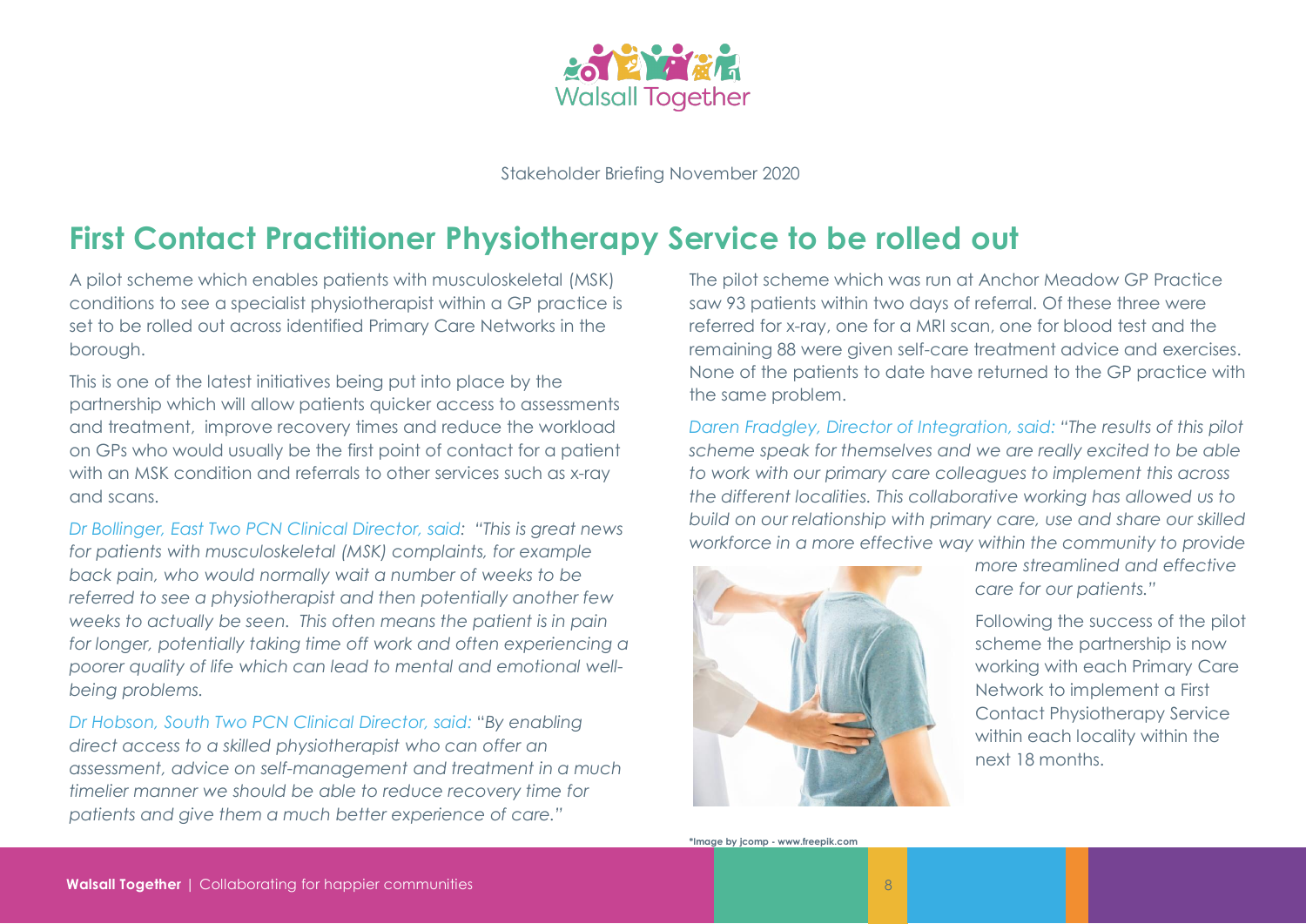Stakeholder Briefing November 2020

# First Contact Practitioner Physiotherapy Service to be rolled out

A pilot scheme which enables patients with musculoskeletal (MSK) conditions to see a specialist physiotherapist within a GP practice is set to be rolled out across identified Primary Care Networks in the borough.

This is one of the latest initiatives being put into place by the partnership which will allow patients quicker access to assessments and treatment, improve recovery times and reduce the workload on GPs who would usually be the first point of contact for a patient with an MSK condition and referrals to other services such as x-ray and scans.

*Dr Bollinger, East Two PCN Clinical Director, said: "This is great news for patients with musculoskeletal (MSK) complaints, for example back pain, who would normally wait a number of weeks to be referred to see a physiotherapist and then potentially another few weeks to actually be seen. This often means the patient is in pain for longer, potentially taking time off work and often experiencing a poorer quality of life which can lead to mental and emotional well-being problems.*

*Dr Hobson, South Two PCN Clinical Director, said: "By enabling direct access to a skilled physiotherapist who can offer an assessment, advice on self-management and treatment in a much timelier manner we should be able to reduce recovery time for patients and give them a much better experience of care."*

The pilot scheme which was run at Anchor Meadow GP Practice saw 93 patients within two days of referral. Of these three were referred for x-ray, one for a MRI scan, one for blood test and the remaining 88 were given self-care treatment advice and exercises. None of the patients to date have returned to the GP practice with the same problem.

*Daren Fradgley, Director of Integration, said: "The results of this pilot scheme speak for themselves and we are really excited to be able to work with our primary care colleagues to implement this across the different localities. This collaborative working has allowed us to build on our relationship with primary care, use and share our skilled workforce in a more effective way within the community to provide more streamlined and effective care for our patients."*

Following the success of the pilot scheme the partnership is now working with each Primary Care Network to implement a First Contact Physiotherapy Service within each locality within the next 18 months.

*Image by jcomp - www.freepik.com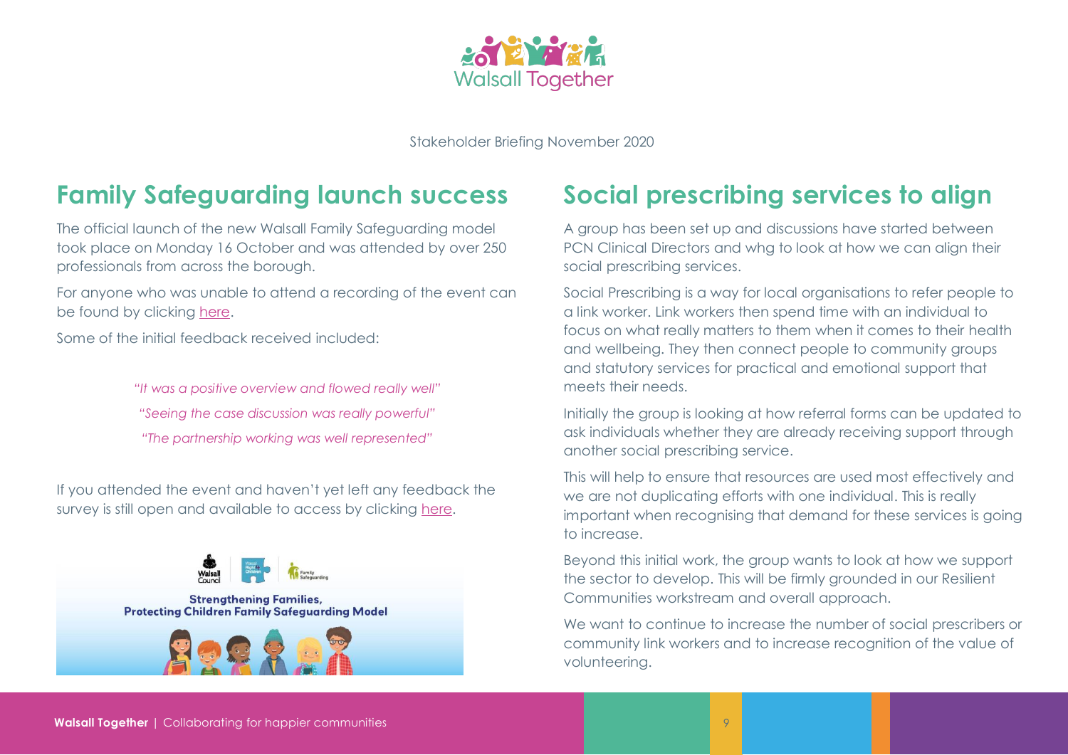## Family Safeguarding launch success

The official launch of the new Walsall Family Safeguarding model took place on Monday 16 October and was attended by over 250 professionals from across the borough.

For anyone who was unable to attend a recording of the event can be found by clicking here.

Some of the initial feedback received included:

*"It was a positive overview and flowed really well"*

*"Seeing the case discussion was really powerful"*

*"The partnership working was well represented"*

If you attended the event and haven't yet left any feedback the survey is still open and available to access by clicking here.

## Social prescribing services to align

A group has been set up and discussions have started between PCN Clinical Directors and whg to look at how we can align their social prescribing services.

Social Prescribing is a way for local organisations to refer people to a link worker. Link workers then spend time with an individual to focus on what really matters to them when it comes to their health and wellbeing. They then connect people to community groups and statutory services for practical and emotional support that meets their needs.

Initially the group is looking at how referral forms can be updated to ask individuals whether they are already receiving support through another social prescribing service.

This will help to ensure that resources are used most effectively and we are not duplicating efforts with one individual. This is really important when recognising that demand for these services is going to increase.

Beyond this initial work, the group wants to look at how we support the sector to develop. This will be firmly grounded in our Resilient Communities workstream and overall approach.

We want to continue to increase the number of social prescribers or community link workers and to increase recognition of the value of volunteering.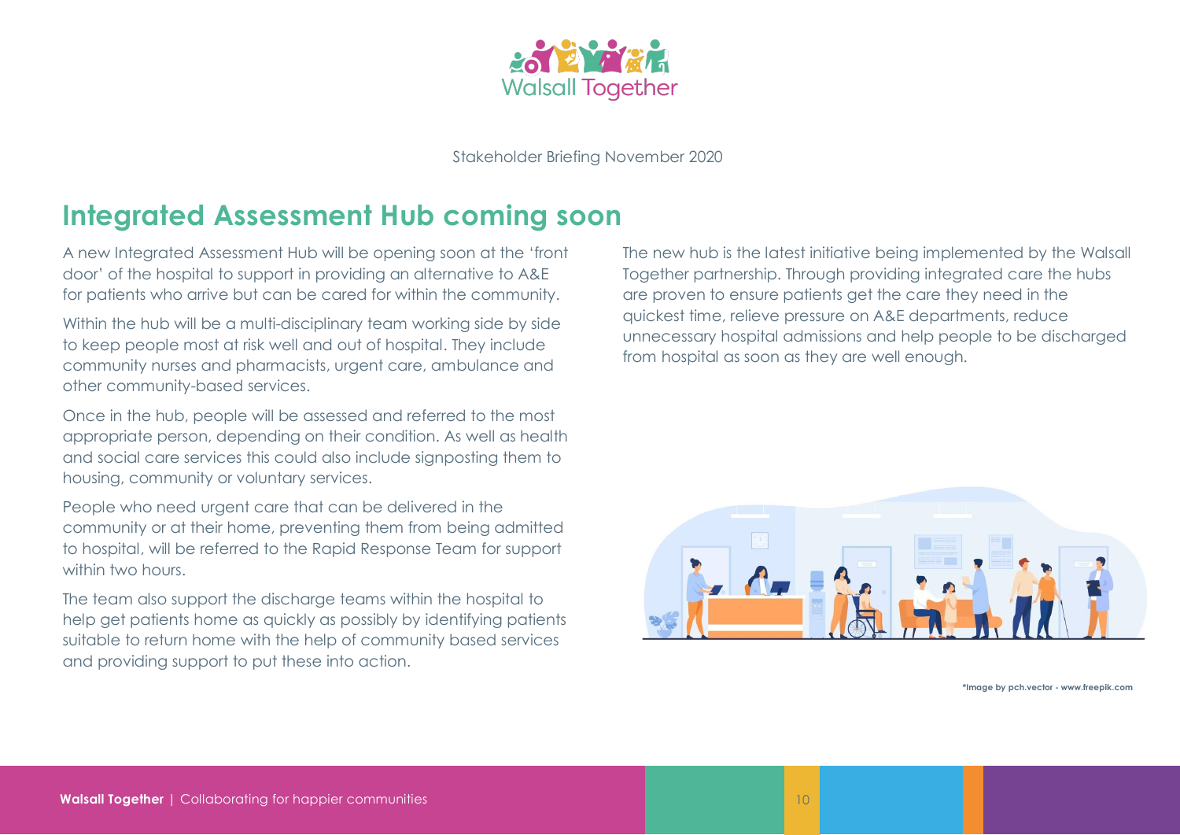Stakeholder Briefing November 2020

# Integrated Assessment Hub coming soon

A new Integrated Assessment Hub will be opening soon at the 'front door' of the hospital to support in providing an alternative to A&E for patients who arrive but can be cared for within the community.

Within the hub will be a multi-disciplinary team working side by side to keep people most at risk well and out of hospital. They include community nurses and pharmacists, urgent care, ambulance and other community-based services.

Once in the hub, people will be assessed and referred to the most appropriate person, depending on their condition. As well as health and social care services this could also include signposting them to housing, community or voluntary services.

People who need urgent care that can be delivered in the community or at their home, preventing them from being admitted to hospital, will be referred to the Rapid Response Team for support within two hours.

The team also support the discharge teams within the hospital to help get patients home as quickly as possibly by identifying patients suitable to return home with the help of community based services and providing support to put these into action.

The new hub is the latest initiative being implemented by the Walsall Together partnership. Through providing integrated care the hubs are proven to ensure patients get the care they need in the quickest time, relieve pressure on A&E departments, reduce unnecessary hospital admissions and help people to be discharged from hospital as soon as they are well enough.

*Image by pch.vector - www.freepik.com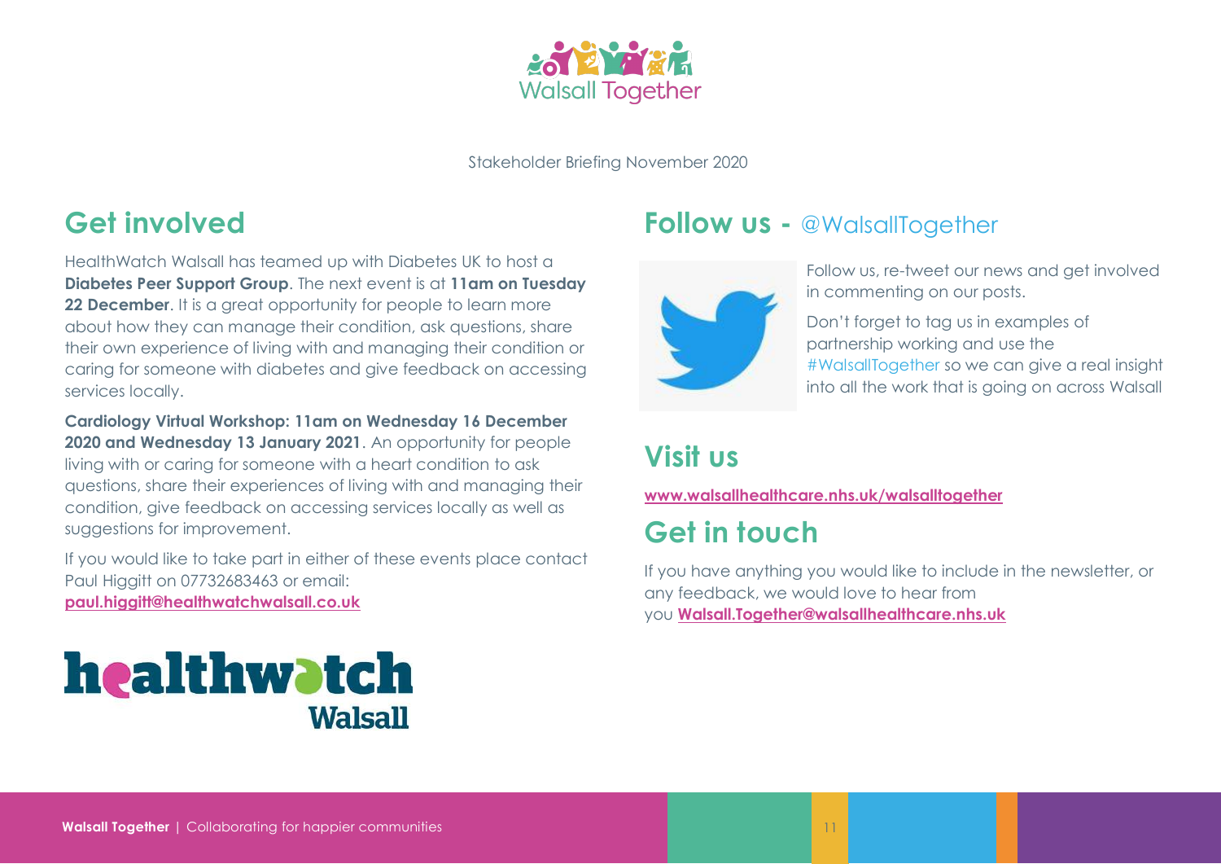Walsall Together

Stakeholder Briefing November 2020

## Get involved

HealthWatch Walsall has teamed up with Diabetes UK to host a **Diabetes Peer Support Group**. The next event is at **11am on Tuesday 22 December**. It is a great opportunity for people to learn more about how they can manage their condition, ask questions, share their own experience of living with and managing their condition or caring for someone with diabetes and give feedback on accessing services locally.

**Cardiology Virtual Workshop: 11am on Wednesday 16 December 2020 and Wednesday 13 January 2021**. An opportunity for people living with or caring for someone with a heart condition to ask questions, share their experiences of living with and managing their condition, give feedback on accessing services locally as well as suggestions for improvement.

If you would like to take part in either of these events place contact Paul Higgitt on 07732683463 or email: **paul.higgitt@healthwatchwalsall.co.uk**

healthwatch Walsall

## Follow us - @WalsallTogether

Follow us, re-tweet our news and get involved in commenting on our posts.

Don't forget to tag us in examples of partnership working and use the #WalsallTogether so we can give a real insight into all the work that is going on across Walsall

## Visit us

**www.walsallhealthcare.nhs.uk/walsalltogether**

## Get in touch

If you have anything you would like to include in the newsletter, or any feedback, we would love to hear from you **Walsall.Together@walsallhealthcare.nhs.uk**

**Walsall Together** | Collaborating for happier communities